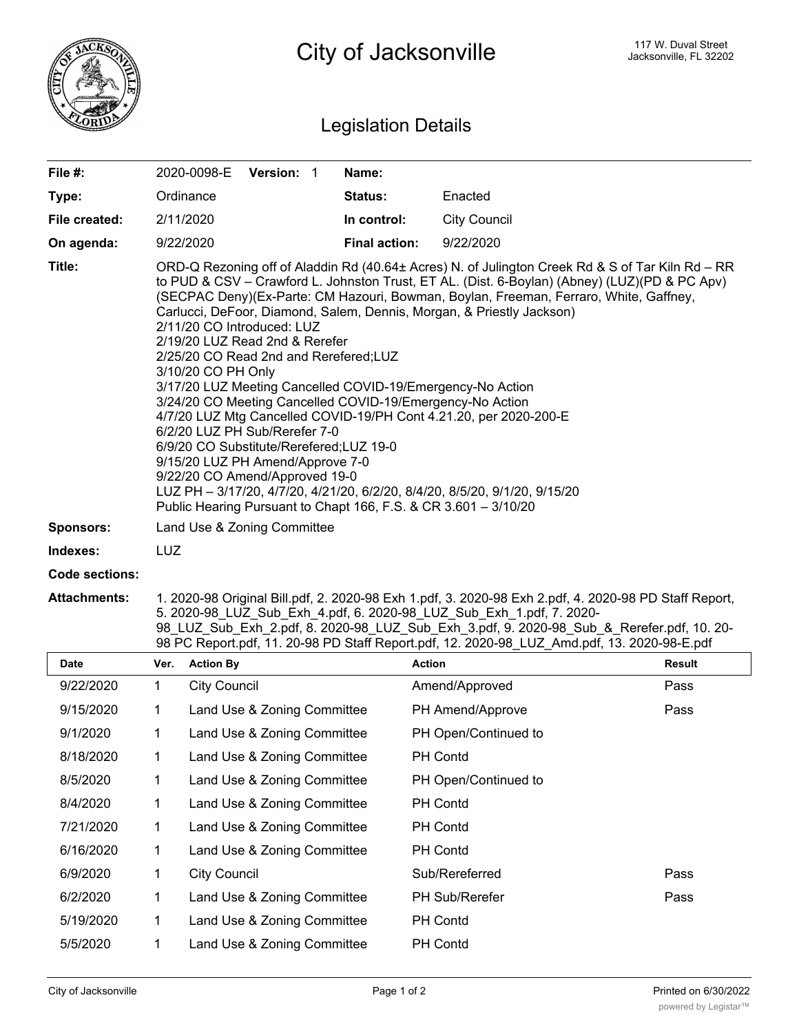# City of Jacksonville

117 W. Duval Street
Jacksonville, FL 32202

## Legislation Details

| | | | |
|---|---|---|---|
| **File #:** | 2020-0098-E **Version:** 1 | **Name:** | |
| **Type:** | Ordinance | **Status:** | Enacted |
| **File created:** | 2/11/2020 | **In control:** | City Council |
| **On agenda:** | 9/22/2020 | **Final action:** | 9/22/2020 |

**Title:** ORD-Q Rezoning off of Aladdin Rd (40.64± Acres) N. of Julington Creek Rd & S of Tar Kiln Rd – RR to PUD & CSV – Crawford L. Johnston Trust, ET AL. (Dist. 6-Boylan) (Abney) (LUZ)(PD & PC Apv) (SECPAC Deny)(Ex-Parte: CM Hazouri, Bowman, Boylan, Freeman, Ferraro, White, Gaffney, Carlucci, DeFoor, Diamond, Salem, Dennis, Morgan, & Priestly Jackson)
2/11/20 CO Introduced: LUZ
2/19/20 LUZ Read 2nd & Rerefer
2/25/20 CO Read 2nd and Rerefered;LUZ
3/10/20 CO PH Only
3/17/20 LUZ Meeting Cancelled COVID-19/Emergency-No Action
3/24/20 CO Meeting Cancelled COVID-19/Emergency-No Action
4/7/20 LUZ Mtg Cancelled COVID-19/PH Cont 4.21.20, per 2020-200-E
6/2/20 LUZ PH Sub/Rerefer 7-0
6/9/20 CO Substitute/Rerefered;LUZ 19-0
9/15/20 LUZ PH Amend/Approve 7-0
9/22/20 CO Amend/Approved 19-0
LUZ PH – 3/17/20, 4/7/20, 4/21/20, 6/2/20, 8/4/20, 8/5/20, 9/1/20, 9/15/20
Public Hearing Pursuant to Chapt 166, F.S. & CR 3.601 – 3/10/20

**Sponsors:** Land Use & Zoning Committee

**Indexes:** LUZ

**Code sections:**

**Attachments:** 1. 2020-98 Original Bill.pdf, 2. 2020-98 Exh 1.pdf, 3. 2020-98 Exh 2.pdf, 4. 2020-98 PD Staff Report, 5. 2020-98_LUZ_Sub_Exh_4.pdf, 6. 2020-98_LUZ_Sub_Exh_1.pdf, 7. 2020-98_LUZ_Sub_Exh_2.pdf, 8. 2020-98_LUZ_Sub_Exh_3.pdf, 9. 2020-98_Sub_&_Rerefer.pdf, 10. 20-98 PC Report.pdf, 11. 20-98 PD Staff Report.pdf, 12. 2020-98_LUZ_Amd.pdf, 13. 2020-98-E.pdf

| Date | Ver. | Action By | Action | Result |
|---|---|---|---|---|
| 9/22/2020 | 1 | City Council | Amend/Approved | Pass |
| 9/15/2020 | 1 | Land Use & Zoning Committee | PH Amend/Approve | Pass |
| 9/1/2020 | 1 | Land Use & Zoning Committee | PH Open/Continued to | |
| 8/18/2020 | 1 | Land Use & Zoning Committee | PH Contd | |
| 8/5/2020 | 1 | Land Use & Zoning Committee | PH Open/Continued to | |
| 8/4/2020 | 1 | Land Use & Zoning Committee | PH Contd | |
| 7/21/2020 | 1 | Land Use & Zoning Committee | PH Contd | |
| 6/16/2020 | 1 | Land Use & Zoning Committee | PH Contd | |
| 6/9/2020 | 1 | City Council | Sub/Rereferred | Pass |
| 6/2/2020 | 1 | Land Use & Zoning Committee | PH Sub/Rerefer | Pass |
| 5/19/2020 | 1 | Land Use & Zoning Committee | PH Contd | |
| 5/5/2020 | 1 | Land Use & Zoning Committee | PH Contd | |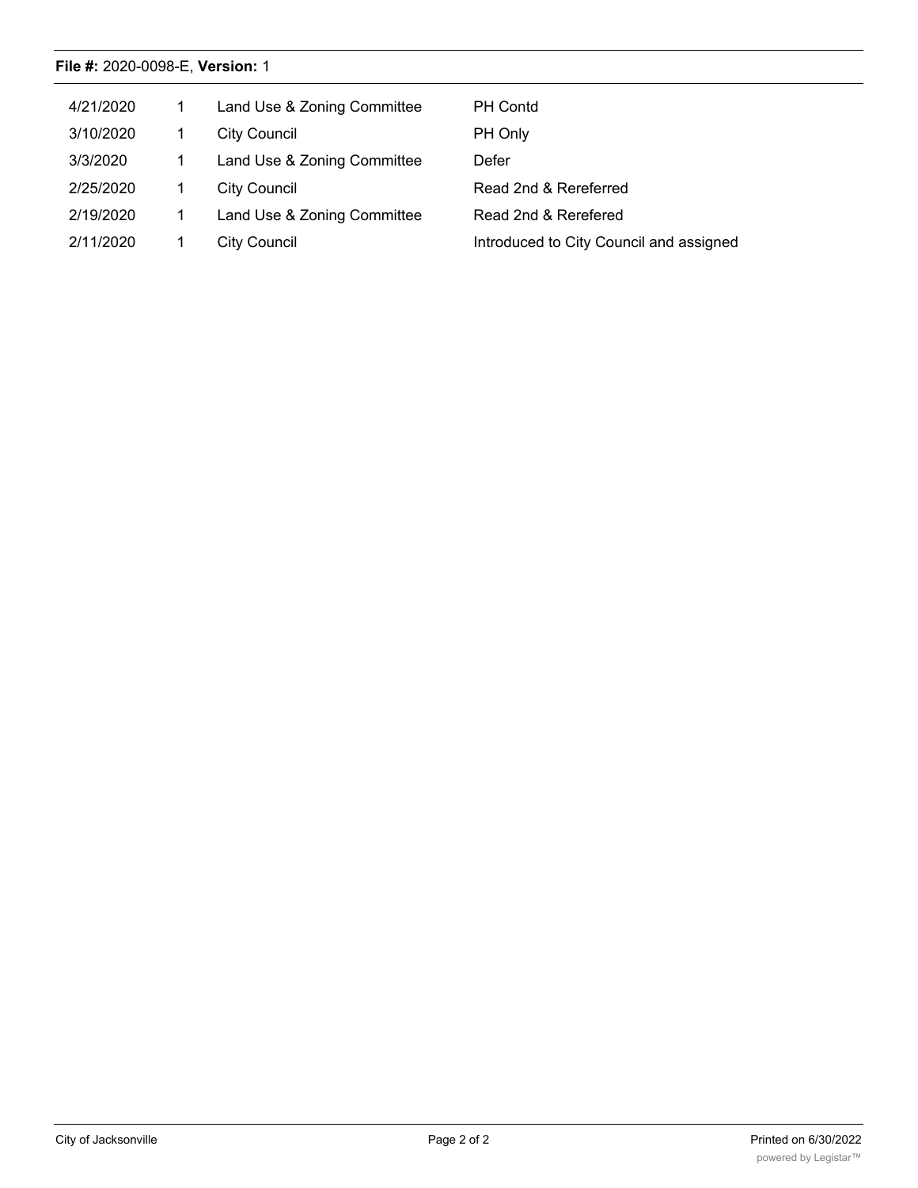**File #:** 2020-0098-E, **Version:** 1

| | | | |
|---|---|---|---|
| 4/21/2020 | 1 | Land Use & Zoning Committee | PH Contd |
| 3/10/2020 | 1 | City Council | PH Only |
| 3/3/2020 | 1 | Land Use & Zoning Committee | Defer |
| 2/25/2020 | 1 | City Council | Read 2nd & Rereferred |
| 2/19/2020 | 1 | Land Use & Zoning Committee | Read 2nd & Rerefered |
| 2/11/2020 | 1 | City Council | Introduced to City Council and assigned |